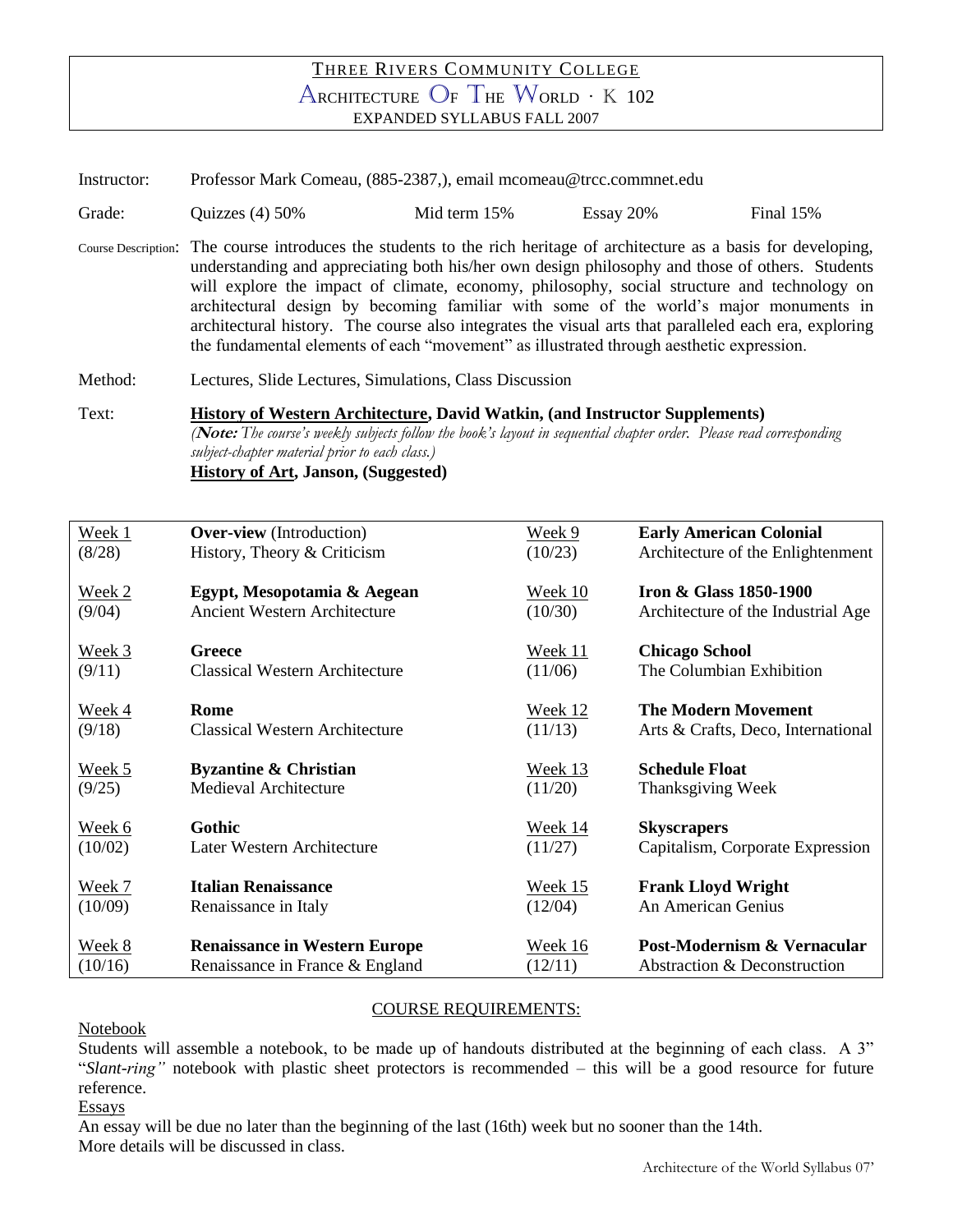# THREE RIVERS COMMUNITY COLLEGE

## ARCHITECTURE OF THE WORLD · K 102

EXPANDED SYLLABUS FALL 2007

Instructor: Professor Mark Comeau, (885-2387,), email mcomeau@trcc.commnet.edu

Grade: Quizzes (4) 50% Mid term 15% Essay 20% Final 15%

Course Description: The course introduces the students to the rich heritage of architecture as a basis for developing, understanding and appreciating both his/her own design philosophy and those of others. Students will explore the impact of climate, economy, philosophy, social structure and technology on architectural design by becoming familiar with some of the world's major monuments in architectural history. The course also integrates the visual arts that paralleled each era, exploring the fundamental elements of each "movement" as illustrated through aesthetic expression.

Method: Lectures, Slide Lectures, Simulations, Class Discussion

Text: **History of Western Architecture, David Watkin, (and Instructor Supplements)**
*(**Note:** The course's weekly subjects follow the book's layout in sequential chapter order. Please read corresponding subject-chapter material prior to each class.)*
**History of Art, Janson, (Suggested)**

| Week | Topic | Week | Topic |
|---|---|---|---|
| Week 1 (8/28) | **Over-view** (Introduction) History, Theory & Criticism | Week 9 (10/23) | **Early American Colonial** Architecture of the Enlightenment |
| Week 2 (9/04) | **Egypt, Mesopotamia & Aegean** Ancient Western Architecture | Week 10 (10/30) | **Iron & Glass 1850-1900** Architecture of the Industrial Age |
| Week 3 (9/11) | **Greece** Classical Western Architecture | Week 11 (11/06) | **Chicago School** The Columbian Exhibition |
| Week 4 (9/18) | **Rome** Classical Western Architecture | Week 12 (11/13) | **The Modern Movement** Arts & Crafts, Deco, International |
| Week 5 (9/25) | **Byzantine & Christian** Medieval Architecture | Week 13 (11/20) | **Schedule Float** Thanksgiving Week |
| Week 6 (10/02) | **Gothic** Later Western Architecture | Week 14 (11/27) | **Skyscrapers** Capitalism, Corporate Expression |
| Week 7 (10/09) | **Italian Renaissance** Renaissance in Italy | Week 15 (12/04) | **Frank Lloyd Wright** An American Genius |
| Week 8 (10/16) | **Renaissance in Western Europe** Renaissance in France & England | Week 16 (12/11) | **Post-Modernism & Vernacular** Abstraction & Deconstruction |

## COURSE REQUIREMENTS:

Notebook

Students will assemble a notebook, to be made up of handouts distributed at the beginning of each class. A 3" "*Slant-ring"* notebook with plastic sheet protectors is recommended – this will be a good resource for future reference.

Essays

An essay will be due no later than the beginning of the last (16th) week but no sooner than the 14th.
More details will be discussed in class.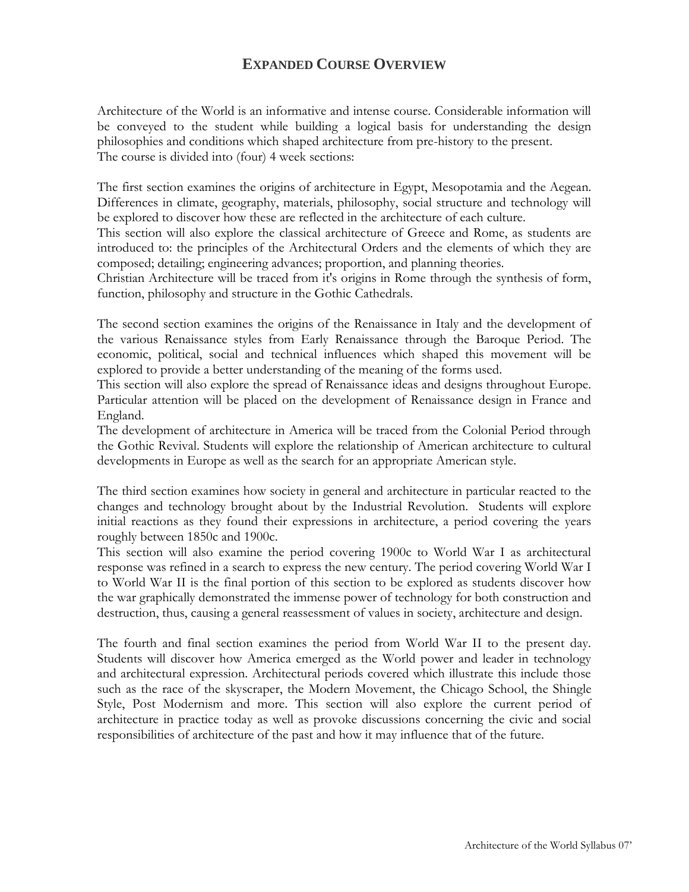## EXPANDED COURSE OVERVIEW

Architecture of the World is an informative and intense course. Considerable information will be conveyed to the student while building a logical basis for understanding the design philosophies and conditions which shaped architecture from pre-history to the present. The course is divided into (four) 4 week sections:

The first section examines the origins of architecture in Egypt, Mesopotamia and the Aegean. Differences in climate, geography, materials, philosophy, social structure and technology will be explored to discover how these are reflected in the architecture of each culture.
This section will also explore the classical architecture of Greece and Rome, as students are introduced to: the principles of the Architectural Orders and the elements of which they are composed; detailing; engineering advances; proportion, and planning theories.
Christian Architecture will be traced from it's origins in Rome through the synthesis of form, function, philosophy and structure in the Gothic Cathedrals.

The second section examines the origins of the Renaissance in Italy and the development of the various Renaissance styles from Early Renaissance through the Baroque Period. The economic, political, social and technical influences which shaped this movement will be explored to provide a better understanding of the meaning of the forms used.
This section will also explore the spread of Renaissance ideas and designs throughout Europe. Particular attention will be placed on the development of Renaissance design in France and England.
The development of architecture in America will be traced from the Colonial Period through the Gothic Revival. Students will explore the relationship of American architecture to cultural developments in Europe as well as the search for an appropriate American style.

The third section examines how society in general and architecture in particular reacted to the changes and technology brought about by the Industrial Revolution. Students will explore initial reactions as they found their expressions in architecture, a period covering the years roughly between 1850c and 1900c.
This section will also examine the period covering 1900c to World War I as architectural response was refined in a search to express the new century. The period covering World War I to World War II is the final portion of this section to be explored as students discover how the war graphically demonstrated the immense power of technology for both construction and destruction, thus, causing a general reassessment of values in society, architecture and design.

The fourth and final section examines the period from World War II to the present day. Students will discover how America emerged as the World power and leader in technology and architectural expression. Architectural periods covered which illustrate this include those such as the race of the skyscraper, the Modern Movement, the Chicago School, the Shingle Style, Post Modernism and more. This section will also explore the current period of architecture in practice today as well as provoke discussions concerning the civic and social responsibilities of architecture of the past and how it may influence that of the future.